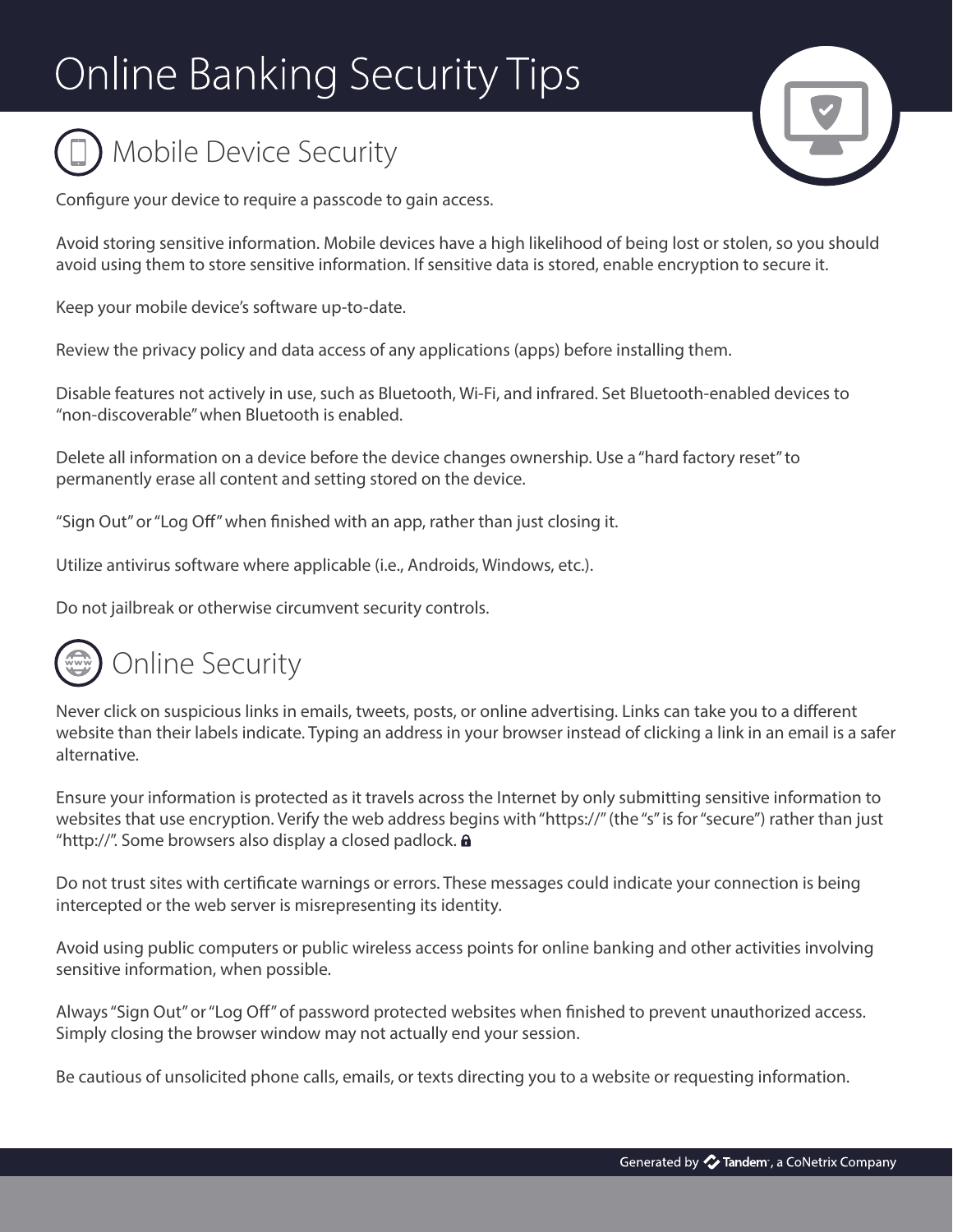# Online Banking Security Tips

## Mobile Device Security

Configure your device to require a passcode to gain access.

Avoid storing sensitive information. Mobile devices have a high likelihood of being lost or stolen, so you should avoid using them to store sensitive information. If sensitive data is stored, enable encryption to secure it.

Keep your mobile device's software up-to-date.

Review the privacy policy and data access of any applications (apps) before installing them.

Disable features not actively in use, such as Bluetooth, Wi-Fi, and infrared. Set Bluetooth-enabled devices to "non-discoverable" when Bluetooth is enabled.

Delete all information on a device before the device changes ownership. Use a "hard factory reset" to permanently erase all content and setting stored on the device.

"Sign Out" or "Log Off" when finished with an app, rather than just closing it.

Utilize antivirus software where applicable (i.e., Androids, Windows, etc.).

Do not jailbreak or otherwise circumvent security controls.

## Online Security

Never click on suspicious links in emails, tweets, posts, or online advertising. Links can take you to a different website than their labels indicate. Typing an address in your browser instead of clicking a link in an email is a safer alternative.

Ensure your information is protected as it travels across the Internet by only submitting sensitive information to websites that use encryption. Verify the web address begins with "https://" (the "s" is for "secure") rather than just "http://". Some browsers also display a closed padlock.

Do not trust sites with certificate warnings or errors. These messages could indicate your connection is being intercepted or the web server is misrepresenting its identity.

Avoid using public computers or public wireless access points for online banking and other activities involving sensitive information, when possible.

Always "Sign Out" or "Log Off" of password protected websites when finished to prevent unauthorized access. Simply closing the browser window may not actually end your session.

Be cautious of unsolicited phone calls, emails, or texts directing you to a website or requesting information.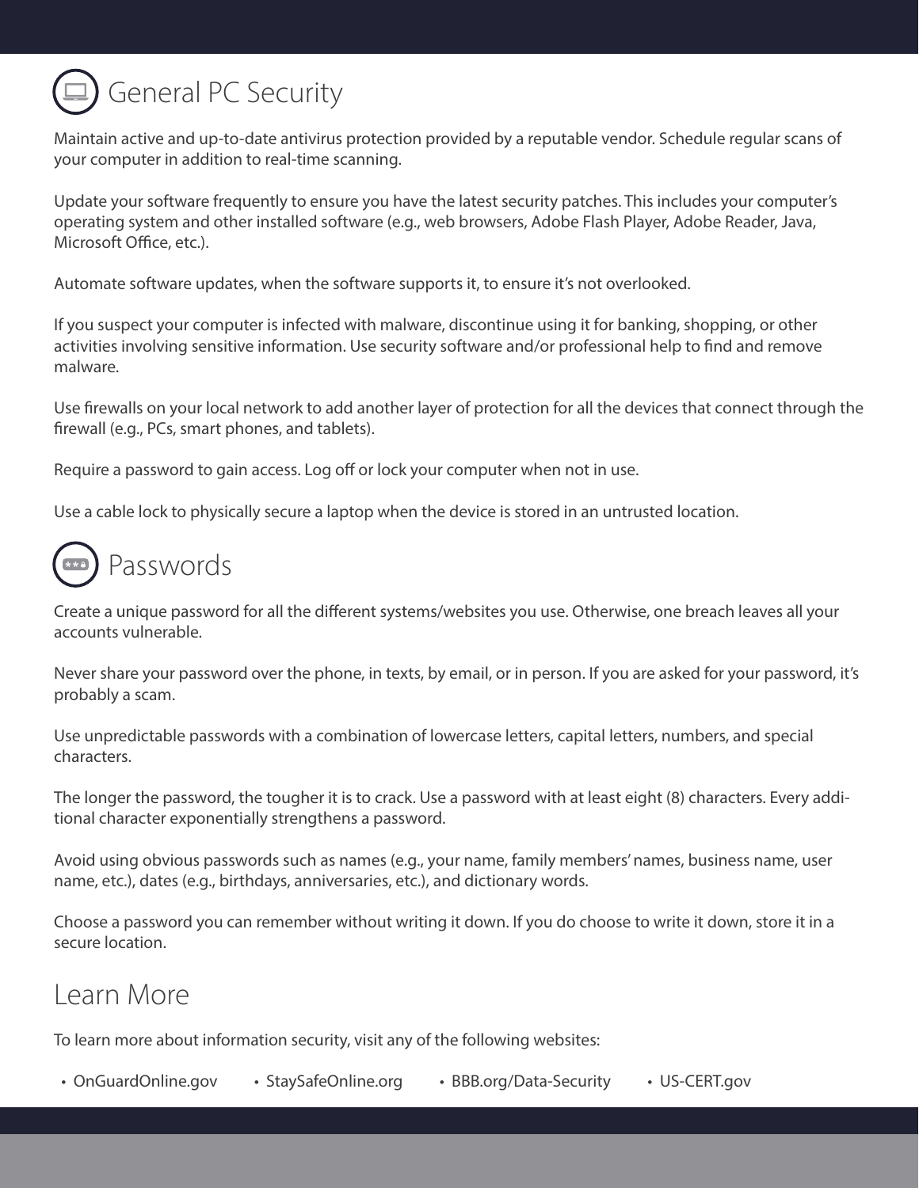## General PC Security

Maintain active and up-to-date antivirus protection provided by a reputable vendor. Schedule regular scans of your computer in addition to real-time scanning.

Update your software frequently to ensure you have the latest security patches. This includes your computer's operating system and other installed software (e.g., web browsers, Adobe Flash Player, Adobe Reader, Java, Microsoft Office, etc.).

Automate software updates, when the software supports it, to ensure it's not overlooked.

If you suspect your computer is infected with malware, discontinue using it for banking, shopping, or other activities involving sensitive information. Use security software and/or professional help to find and remove malware.

Use firewalls on your local network to add another layer of protection for all the devices that connect through the firewall (e.g., PCs, smart phones, and tablets).

Require a password to gain access. Log off or lock your computer when not in use.

Use a cable lock to physically secure a laptop when the device is stored in an untrusted location.

## Passwords

Create a unique password for all the different systems/websites you use. Otherwise, one breach leaves all your accounts vulnerable.

Never share your password over the phone, in texts, by email, or in person. If you are asked for your password, it's probably a scam.

Use unpredictable passwords with a combination of lowercase letters, capital letters, numbers, and special characters.

The longer the password, the tougher it is to crack. Use a password with at least eight (8) characters. Every additional character exponentially strengthens a password.

Avoid using obvious passwords such as names (e.g., your name, family members' names, business name, user name, etc.), dates (e.g., birthdays, anniversaries, etc.), and dictionary words.

Choose a password you can remember without writing it down. If you do choose to write it down, store it in a secure location.

## Learn More

To learn more about information security, visit any of the following websites:

- OnGuardOnline.gov
- StaySafeOnline.org
- BBB.org/Data-Security
- US-CERT.gov